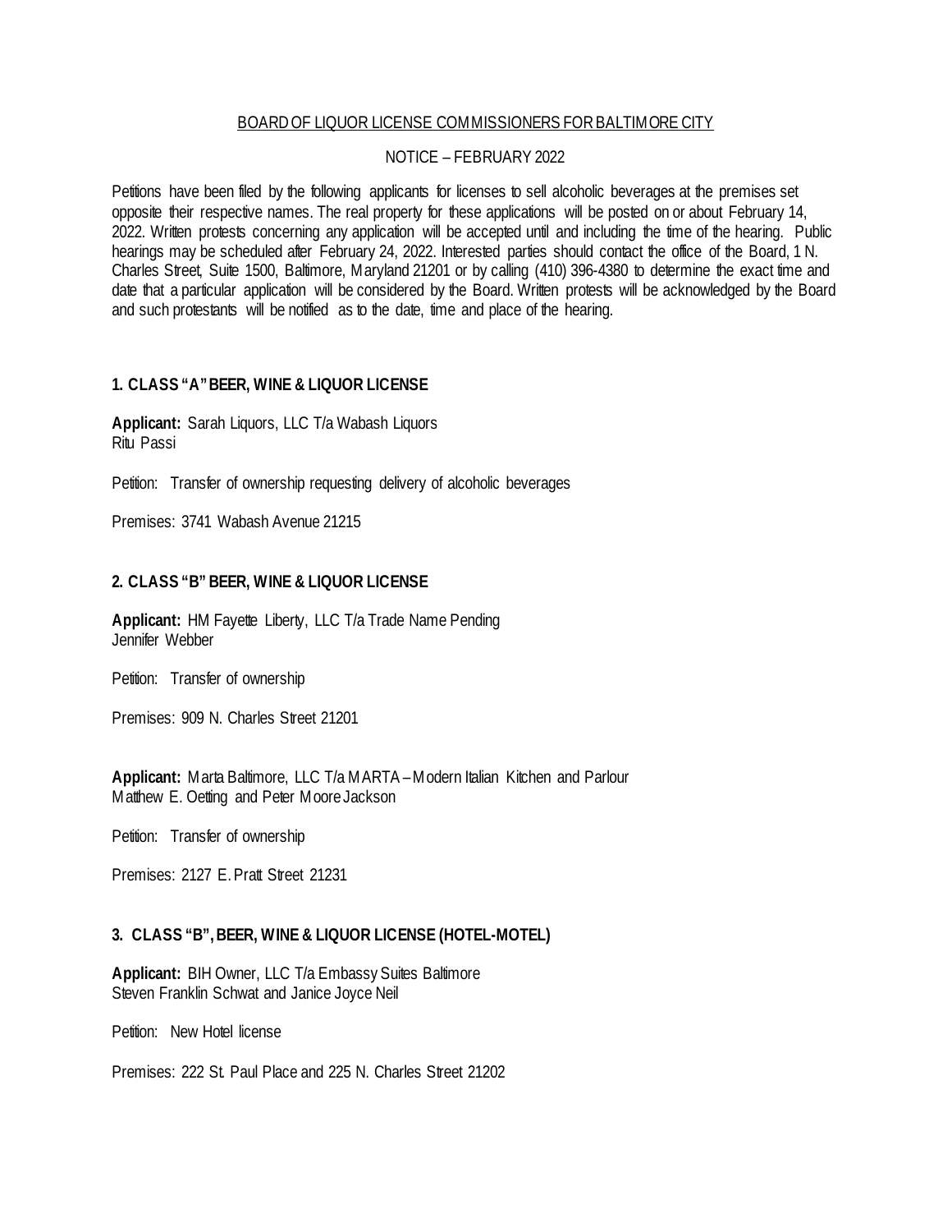# BOARD OF LIQUOR LICENSE COMMISSIONERS FOR BALTIMORE CITY

NOTICE – FEBRUARY 2022

Petitions have been filed by the following applicants for licenses to sell alcoholic beverages at the premises set opposite their respective names. The real property for these applications will be posted on or about February 14, 2022. Written protests concerning any application will be accepted until and including the time of the hearing. Public hearings may be scheduled after February 24, 2022. Interested parties should contact the office of the Board, 1 N. Charles Street, Suite 1500, Baltimore, Maryland 21201 or by calling (410) 396-4380 to determine the exact time and date that a particular application will be considered by the Board. Written protests will be acknowledged by the Board and such protestants will be notified as to the date, time and place of the hearing.

## 1. CLASS "A" BEER, WINE & LIQUOR LICENSE

**Applicant:** Sarah Liquors, LLC T/a Wabash Liquors
Ritu Passi

Petition: Transfer of ownership requesting delivery of alcoholic beverages

Premises: 3741 Wabash Avenue 21215

## 2. CLASS "B" BEER, WINE & LIQUOR LICENSE

**Applicant:** HM Fayette Liberty, LLC T/a Trade Name Pending
Jennifer Webber

Petition: Transfer of ownership

Premises: 909 N. Charles Street 21201

**Applicant:** Marta Baltimore, LLC T/a MARTA – Modern Italian Kitchen and Parlour
Matthew E. Oetting and Peter Moore Jackson

Petition: Transfer of ownership

Premises: 2127 E. Pratt Street 21231

## 3. CLASS "B", BEER, WINE & LIQUOR LICENSE (HOTEL-MOTEL)

**Applicant:** BIH Owner, LLC T/a Embassy Suites Baltimore
Steven Franklin Schwat and Janice Joyce Neil

Petition: New Hotel license

Premises: 222 St. Paul Place and 225 N. Charles Street 21202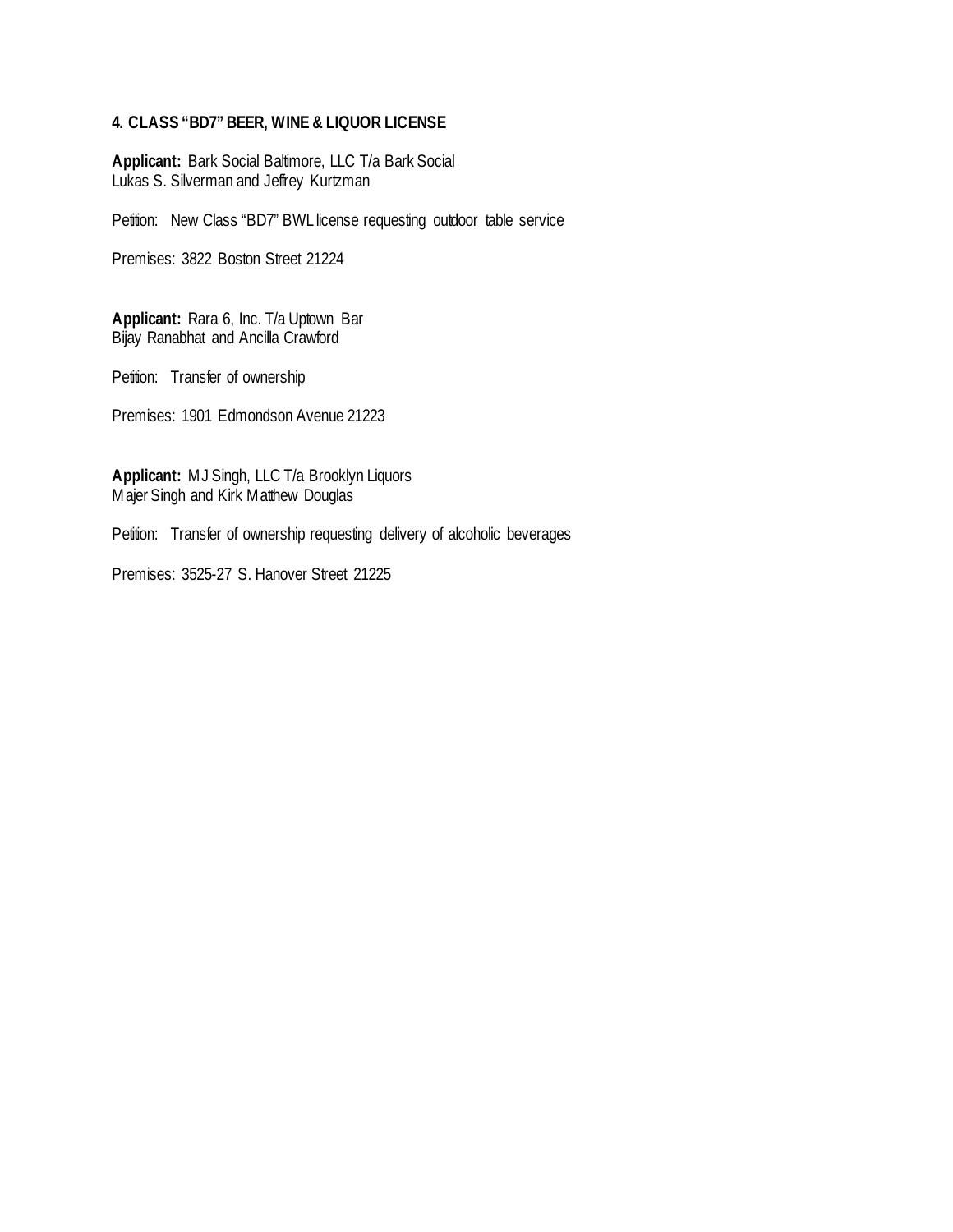**4. CLASS "BD7" BEER, WINE & LIQUOR LICENSE**

**Applicant:** Bark Social Baltimore, LLC T/a Bark Social
Lukas S. Silverman and Jeffrey Kurtzman

Petition: New Class "BD7" BWL license requesting outdoor table service

Premises: 3822 Boston Street 21224

**Applicant:** Rara 6, Inc. T/a Uptown Bar
Bijay Ranabhat and Ancilla Crawford

Petition: Transfer of ownership

Premises: 1901 Edmondson Avenue 21223

**Applicant:** MJ Singh, LLC T/a Brooklyn Liquors
Majer Singh and Kirk Matthew Douglas

Petition: Transfer of ownership requesting delivery of alcoholic beverages

Premises: 3525-27 S. Hanover Street 21225